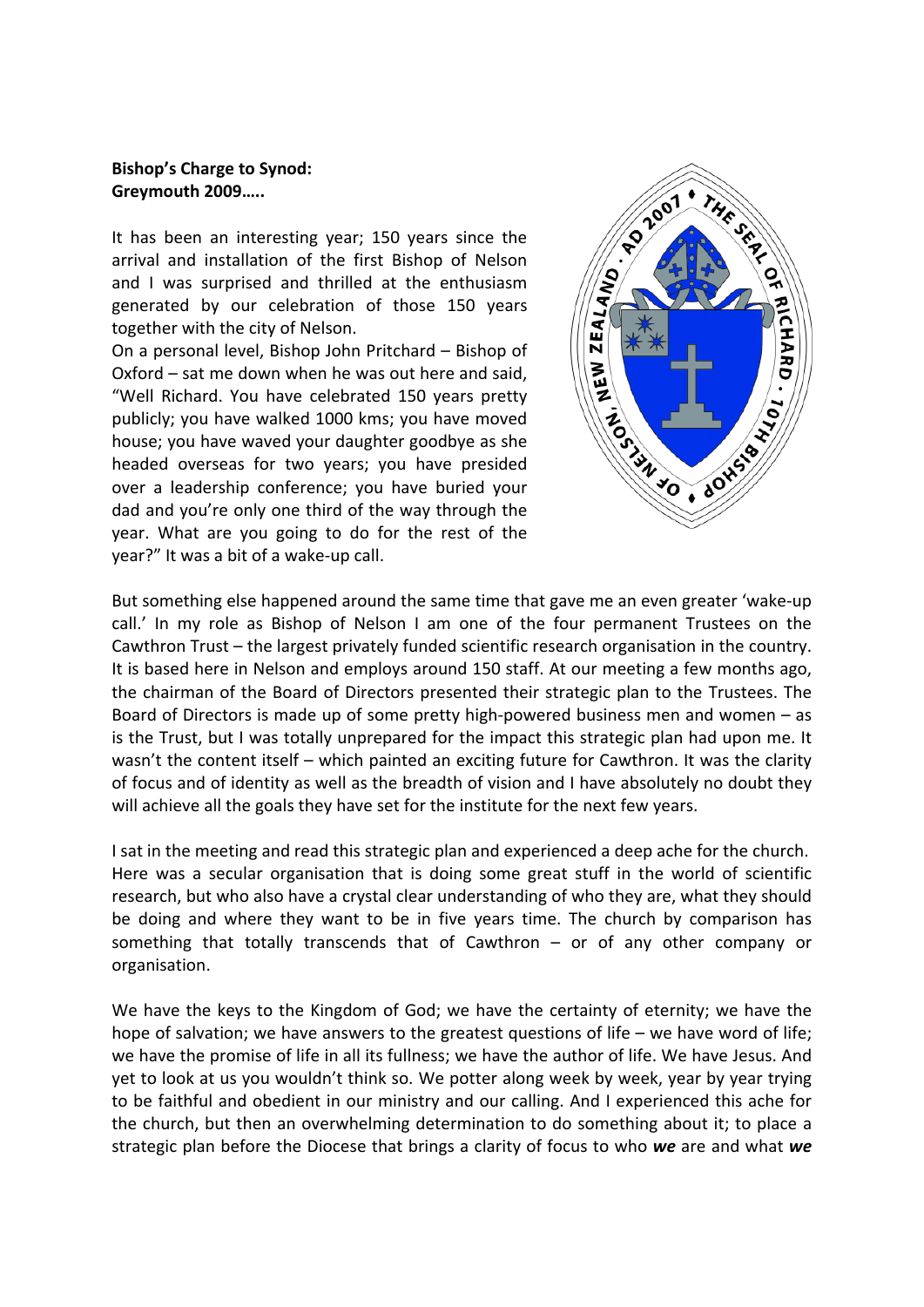**Bishop's Charge to Synod:**
**Greymouth 2009…..**

It has been an interesting year; 150 years since the arrival and installation of the first Bishop of Nelson and I was surprised and thrilled at the enthusiasm generated by our celebration of those 150 years together with the city of Nelson.

On a personal level, Bishop John Pritchard – Bishop of Oxford – sat me down when he was out here and said, "Well Richard. You have celebrated 150 years pretty publicly; you have walked 1000 kms; you have moved house; you have waved your daughter goodbye as she headed overseas for two years; you have presided over a leadership conference; you have buried your dad and you're only one third of the way through the year. What are you going to do for the rest of the year?" It was a bit of a wake-up call.

But something else happened around the same time that gave me an even greater 'wake-up call.' In my role as Bishop of Nelson I am one of the four permanent Trustees on the Cawthron Trust – the largest privately funded scientific research organisation in the country. It is based here in Nelson and employs around 150 staff. At our meeting a few months ago, the chairman of the Board of Directors presented their strategic plan to the Trustees. The Board of Directors is made up of some pretty high-powered business men and women – as is the Trust, but I was totally unprepared for the impact this strategic plan had upon me. It wasn't the content itself – which painted an exciting future for Cawthron. It was the clarity of focus and of identity as well as the breadth of vision and I have absolutely no doubt they will achieve all the goals they have set for the institute for the next few years.

I sat in the meeting and read this strategic plan and experienced a deep ache for the church. Here was a secular organisation that is doing some great stuff in the world of scientific research, but who also have a crystal clear understanding of who they are, what they should be doing and where they want to be in five years time. The church by comparison has something that totally transcends that of Cawthron – or of any other company or organisation.

We have the keys to the Kingdom of God; we have the certainty of eternity; we have the hope of salvation; we have answers to the greatest questions of life – we have word of life; we have the promise of life in all its fullness; we have the author of life. We have Jesus. And yet to look at us you wouldn't think so. We potter along week by week, year by year trying to be faithful and obedient in our ministry and our calling. And I experienced this ache for the church, but then an overwhelming determination to do something about it; to place a strategic plan before the Diocese that brings a clarity of focus to who ***we*** are and what ***we***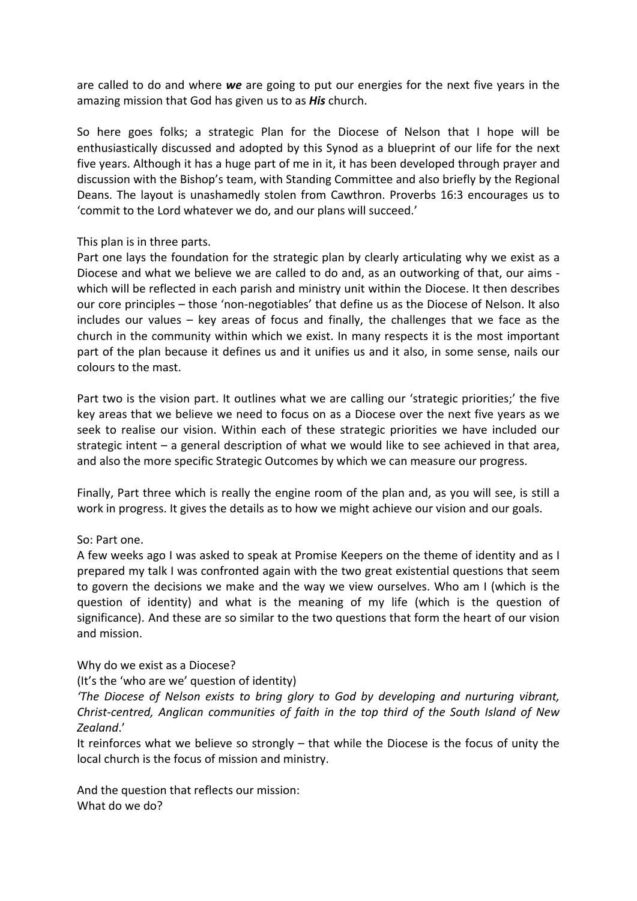are called to do and where ***we*** are going to put our energies for the next five years in the amazing mission that God has given us to as ***His*** church.

So here goes folks; a strategic Plan for the Diocese of Nelson that I hope will be enthusiastically discussed and adopted by this Synod as a blueprint of our life for the next five years. Although it has a huge part of me in it, it has been developed through prayer and discussion with the Bishop's team, with Standing Committee and also briefly by the Regional Deans. The layout is unashamedly stolen from Cawthron. Proverbs 16:3 encourages us to 'commit to the Lord whatever we do, and our plans will succeed.'

This plan is in three parts.

Part one lays the foundation for the strategic plan by clearly articulating why we exist as a Diocese and what we believe we are called to do and, as an outworking of that, our aims - which will be reflected in each parish and ministry unit within the Diocese. It then describes our core principles – those 'non-negotiables' that define us as the Diocese of Nelson. It also includes our values – key areas of focus and finally, the challenges that we face as the church in the community within which we exist. In many respects it is the most important part of the plan because it defines us and it unifies us and it also, in some sense, nails our colours to the mast.

Part two is the vision part. It outlines what we are calling our 'strategic priorities;' the five key areas that we believe we need to focus on as a Diocese over the next five years as we seek to realise our vision. Within each of these strategic priorities we have included our strategic intent – a general description of what we would like to see achieved in that area, and also the more specific Strategic Outcomes by which we can measure our progress.

Finally, Part three which is really the engine room of the plan and, as you will see, is still a work in progress. It gives the details as to how we might achieve our vision and our goals.

So: Part one.

A few weeks ago I was asked to speak at Promise Keepers on the theme of identity and as I prepared my talk I was confronted again with the two great existential questions that seem to govern the decisions we make and the way we view ourselves. Who am I (which is the question of identity) and what is the meaning of my life (which is the question of significance). And these are so similar to the two questions that form the heart of our vision and mission.

Why do we exist as a Diocese?

(It's the 'who are we' question of identity)

*'The Diocese of Nelson exists to bring glory to God by developing and nurturing vibrant, Christ-centred, Anglican communities of faith in the top third of the South Island of New Zealand*.'

It reinforces what we believe so strongly – that while the Diocese is the focus of unity the local church is the focus of mission and ministry.

And the question that reflects our mission:

What do we do?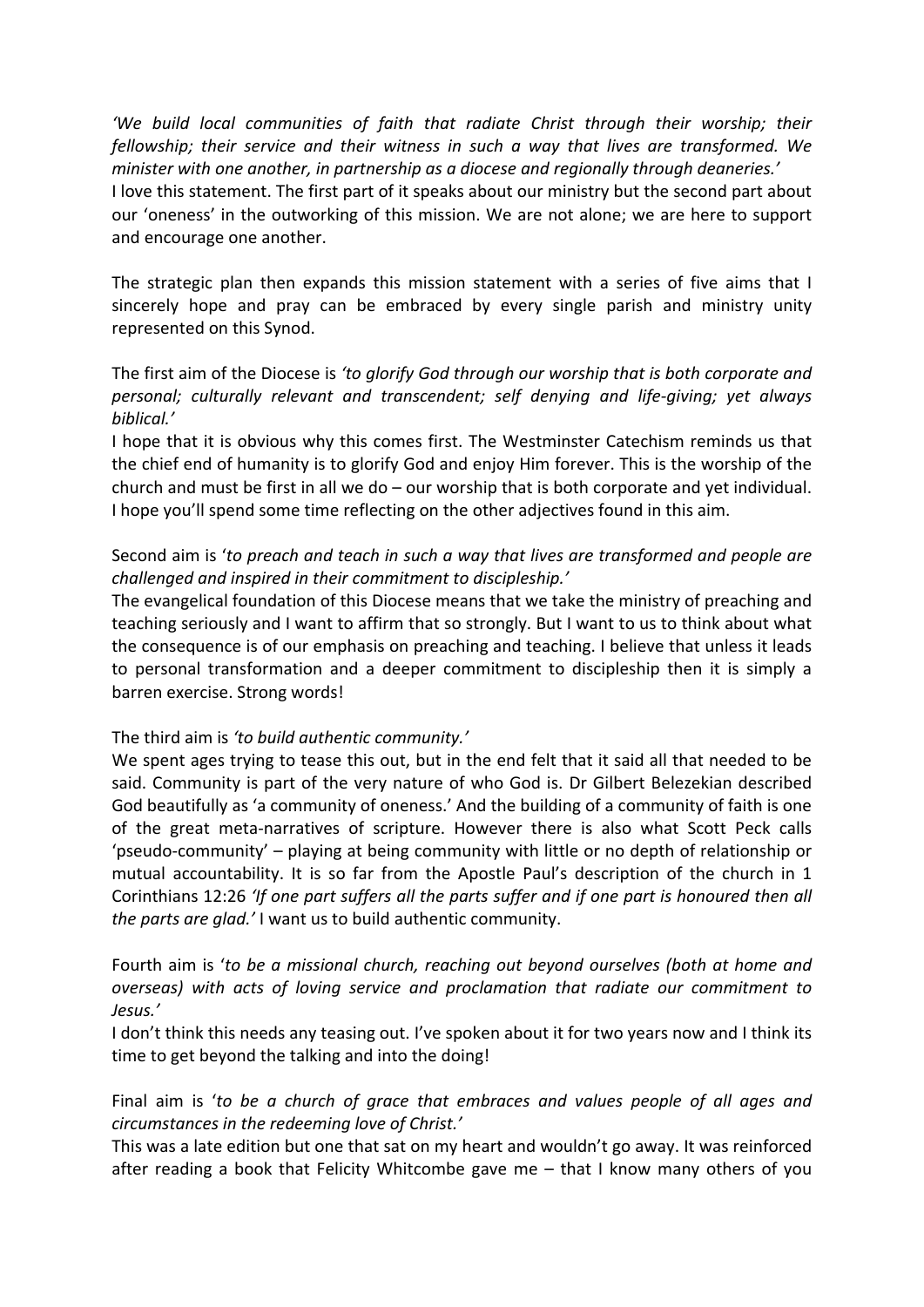*'We build local communities of faith that radiate Christ through their worship; their fellowship; their service and their witness in such a way that lives are transformed. We minister with one another, in partnership as a diocese and regionally through deaneries.'*
I love this statement. The first part of it speaks about our ministry but the second part about our 'oneness' in the outworking of this mission. We are not alone; we are here to support and encourage one another.

The strategic plan then expands this mission statement with a series of five aims that I sincerely hope and pray can be embraced by every single parish and ministry unity represented on this Synod.

The first aim of the Diocese is *'to glorify God through our worship that is both corporate and personal; culturally relevant and transcendent; self denying and life-giving; yet always biblical.'*
I hope that it is obvious why this comes first. The Westminster Catechism reminds us that the chief end of humanity is to glorify God and enjoy Him forever. This is the worship of the church and must be first in all we do – our worship that is both corporate and yet individual. I hope you'll spend some time reflecting on the other adjectives found in this aim.

Second aim is '*to preach and teach in such a way that lives are transformed and people are challenged and inspired in their commitment to discipleship.'*
The evangelical foundation of this Diocese means that we take the ministry of preaching and teaching seriously and I want to affirm that so strongly. But I want to us to think about what the consequence is of our emphasis on preaching and teaching. I believe that unless it leads to personal transformation and a deeper commitment to discipleship then it is simply a barren exercise. Strong words!

The third aim is *'to build authentic community.'*
We spent ages trying to tease this out, but in the end felt that it said all that needed to be said. Community is part of the very nature of who God is. Dr Gilbert Belezekian described God beautifully as 'a community of oneness.' And the building of a community of faith is one of the great meta-narratives of scripture. However there is also what Scott Peck calls 'pseudo-community' – playing at being community with little or no depth of relationship or mutual accountability. It is so far from the Apostle Paul's description of the church in 1 Corinthians 12:26 *'If one part suffers all the parts suffer and if one part is honoured then all the parts are glad.'* I want us to build authentic community.

Fourth aim is '*to be a missional church, reaching out beyond ourselves (both at home and overseas) with acts of loving service and proclamation that radiate our commitment to Jesus.'*
I don't think this needs any teasing out. I've spoken about it for two years now and I think its time to get beyond the talking and into the doing!

Final aim is '*to be a church of grace that embraces and values people of all ages and circumstances in the redeeming love of Christ.'*
This was a late edition but one that sat on my heart and wouldn't go away. It was reinforced after reading a book that Felicity Whitcombe gave me – that I know many others of you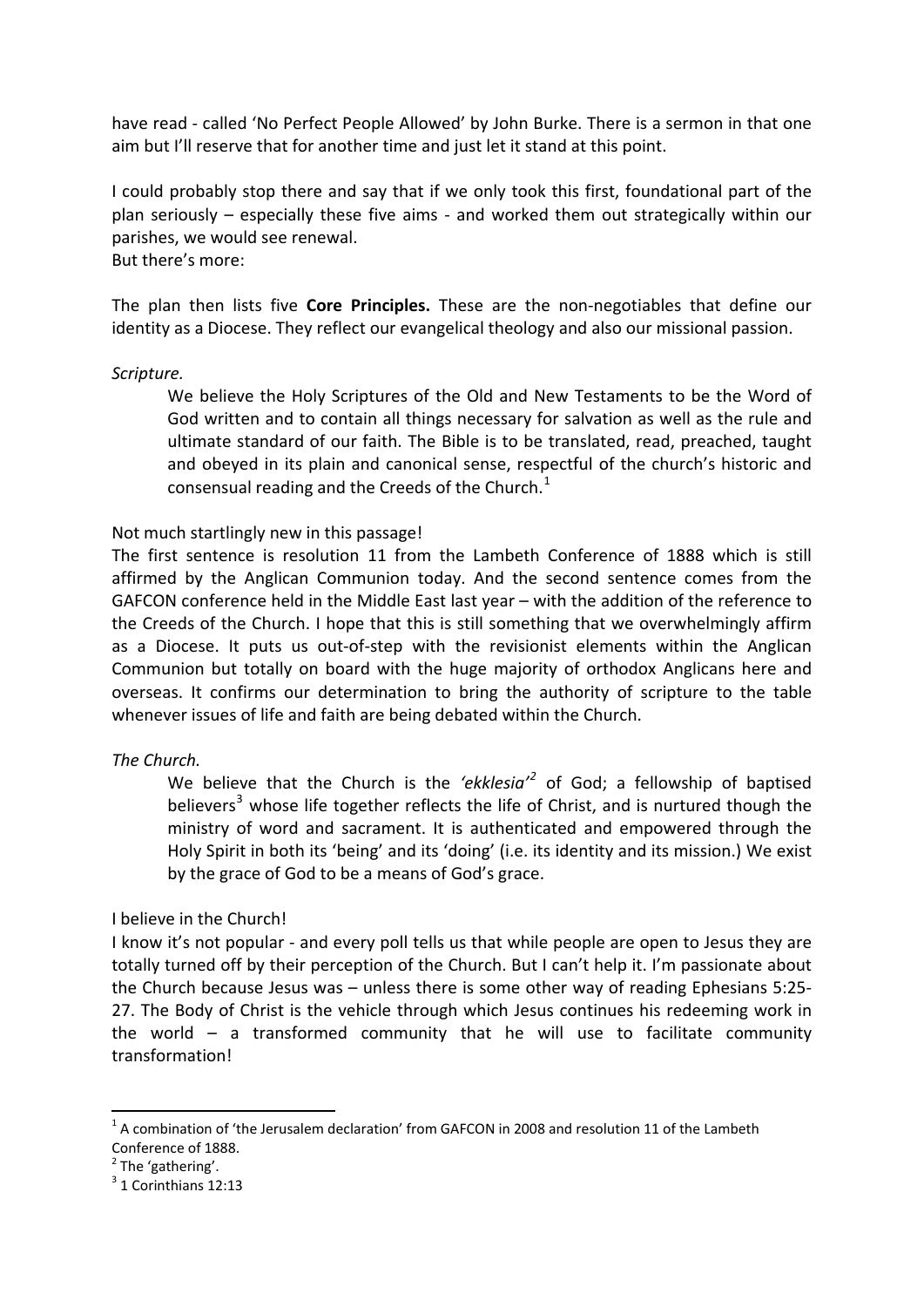have read - called 'No Perfect People Allowed' by John Burke. There is a sermon in that one aim but I'll reserve that for another time and just let it stand at this point.

I could probably stop there and say that if we only took this first, foundational part of the plan seriously – especially these five aims - and worked them out strategically within our parishes, we would see renewal.
But there's more:

The plan then lists five **Core Principles.** These are the non-negotiables that define our identity as a Diocese. They reflect our evangelical theology and also our missional passion.

*Scripture.*

> We believe the Holy Scriptures of the Old and New Testaments to be the Word of God written and to contain all things necessary for salvation as well as the rule and ultimate standard of our faith. The Bible is to be translated, read, preached, taught and obeyed in its plain and canonical sense, respectful of the church's historic and consensual reading and the Creeds of the Church.[1]

Not much startlingly new in this passage!
The first sentence is resolution 11 from the Lambeth Conference of 1888 which is still affirmed by the Anglican Communion today. And the second sentence comes from the GAFCON conference held in the Middle East last year – with the addition of the reference to the Creeds of the Church. I hope that this is still something that we overwhelmingly affirm as a Diocese. It puts us out-of-step with the revisionist elements within the Anglican Communion but totally on board with the huge majority of orthodox Anglicans here and overseas. It confirms our determination to bring the authority of scripture to the table whenever issues of life and faith are being debated within the Church.

*The Church.*

> We believe that the Church is the *'ekklesia'*[2] of God; a fellowship of baptised believers[3] whose life together reflects the life of Christ, and is nurtured though the ministry of word and sacrament. It is authenticated and empowered through the Holy Spirit in both its 'being' and its 'doing' (i.e. its identity and its mission.) We exist by the grace of God to be a means of God's grace.

I believe in the Church!
I know it's not popular - and every poll tells us that while people are open to Jesus they are totally turned off by their perception of the Church. But I can't help it. I'm passionate about the Church because Jesus was – unless there is some other way of reading Ephesians 5:25-27. The Body of Christ is the vehicle through which Jesus continues his redeeming work in the world – a transformed community that he will use to facilitate community transformation!

---

[1] A combination of 'the Jerusalem declaration' from GAFCON in 2008 and resolution 11 of the Lambeth Conference of 1888.

[2] The 'gathering'.

[3] 1 Corinthians 12:13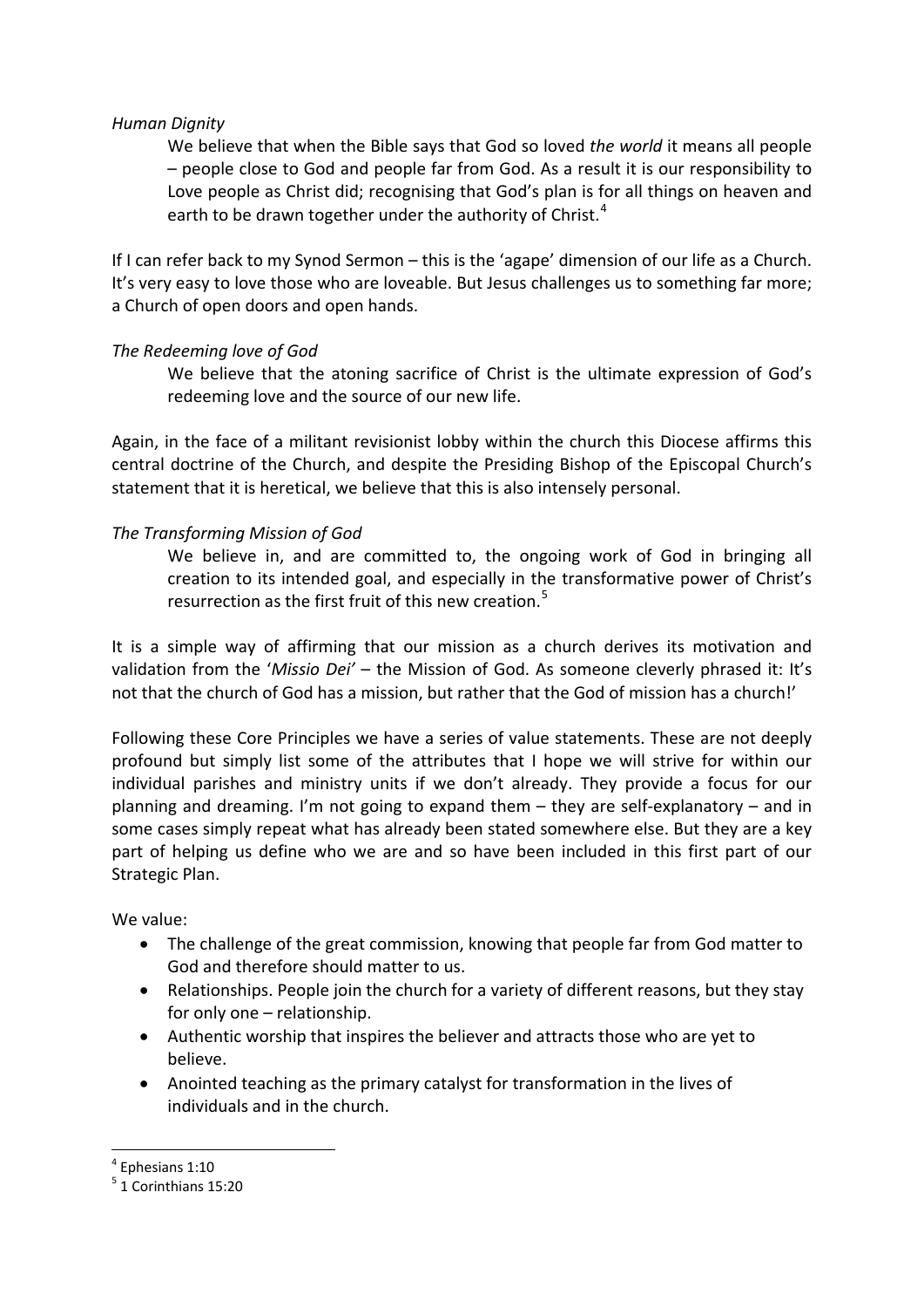*Human Dignity*

> We believe that when the Bible says that God so loved *the world* it means all people – people close to God and people far from God. As a result it is our responsibility to Love people as Christ did; recognising that God's plan is for all things on heaven and earth to be drawn together under the authority of Christ.[4]

If I can refer back to my Synod Sermon – this is the 'agape' dimension of our life as a Church. It's very easy to love those who are loveable. But Jesus challenges us to something far more; a Church of open doors and open hands.

*The Redeeming love of God*

> We believe that the atoning sacrifice of Christ is the ultimate expression of God's redeeming love and the source of our new life.

Again, in the face of a militant revisionist lobby within the church this Diocese affirms this central doctrine of the Church, and despite the Presiding Bishop of the Episcopal Church's statement that it is heretical, we believe that this is also intensely personal.

*The Transforming Mission of God*

> We believe in, and are committed to, the ongoing work of God in bringing all creation to its intended goal, and especially in the transformative power of Christ's resurrection as the first fruit of this new creation.[5]

It is a simple way of affirming that our mission as a church derives its motivation and validation from the '*Missio Dei'* – the Mission of God. As someone cleverly phrased it: It's not that the church of God has a mission, but rather that the God of mission has a church!'

Following these Core Principles we have a series of value statements. These are not deeply profound but simply list some of the attributes that I hope we will strive for within our individual parishes and ministry units if we don't already. They provide a focus for our planning and dreaming. I'm not going to expand them – they are self-explanatory – and in some cases simply repeat what has already been stated somewhere else. But they are a key part of helping us define who we are and so have been included in this first part of our Strategic Plan.

We value:

- The challenge of the great commission, knowing that people far from God matter to God and therefore should matter to us.
- Relationships. People join the church for a variety of different reasons, but they stay for only one – relationship.
- Authentic worship that inspires the believer and attracts those who are yet to believe.
- Anointed teaching as the primary catalyst for transformation in the lives of individuals and in the church.

---

[4] Ephesians 1:10

[5] 1 Corinthians 15:20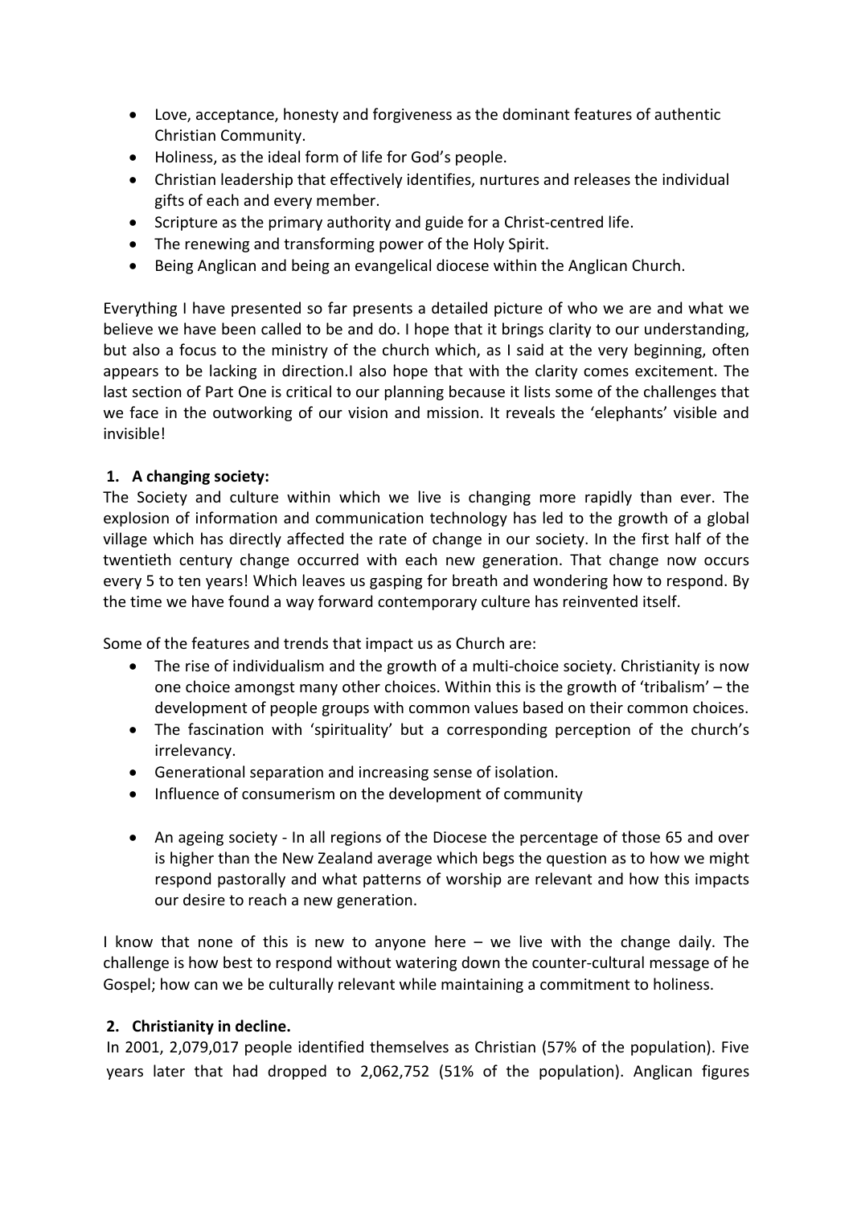- Love, acceptance, honesty and forgiveness as the dominant features of authentic Christian Community.
- Holiness, as the ideal form of life for God's people.
- Christian leadership that effectively identifies, nurtures and releases the individual gifts of each and every member.
- Scripture as the primary authority and guide for a Christ-centred life.
- The renewing and transforming power of the Holy Spirit.
- Being Anglican and being an evangelical diocese within the Anglican Church.

Everything I have presented so far presents a detailed picture of who we are and what we believe we have been called to be and do. I hope that it brings clarity to our understanding, but also a focus to the ministry of the church which, as I said at the very beginning, often appears to be lacking in direction.I also hope that with the clarity comes excitement. The last section of Part One is critical to our planning because it lists some of the challenges that we face in the outworking of our vision and mission. It reveals the 'elephants' visible and invisible!

**1. A changing society:**

The Society and culture within which we live is changing more rapidly than ever. The explosion of information and communication technology has led to the growth of a global village which has directly affected the rate of change in our society. In the first half of the twentieth century change occurred with each new generation. That change now occurs every 5 to ten years! Which leaves us gasping for breath and wondering how to respond. By the time we have found a way forward contemporary culture has reinvented itself.

Some of the features and trends that impact us as Church are:

- The rise of individualism and the growth of a multi-choice society. Christianity is now one choice amongst many other choices. Within this is the growth of 'tribalism' – the development of people groups with common values based on their common choices.
- The fascination with 'spirituality' but a corresponding perception of the church's irrelevancy.
- Generational separation and increasing sense of isolation.
- Influence of consumerism on the development of community
- An ageing society - In all regions of the Diocese the percentage of those 65 and over is higher than the New Zealand average which begs the question as to how we might respond pastorally and what patterns of worship are relevant and how this impacts our desire to reach a new generation.

I know that none of this is new to anyone here – we live with the change daily. The challenge is how best to respond without watering down the counter-cultural message of he Gospel; how can we be culturally relevant while maintaining a commitment to holiness.

**2. Christianity in decline.**

In 2001, 2,079,017 people identified themselves as Christian (57% of the population). Five years later that had dropped to 2,062,752 (51% of the population). Anglican figures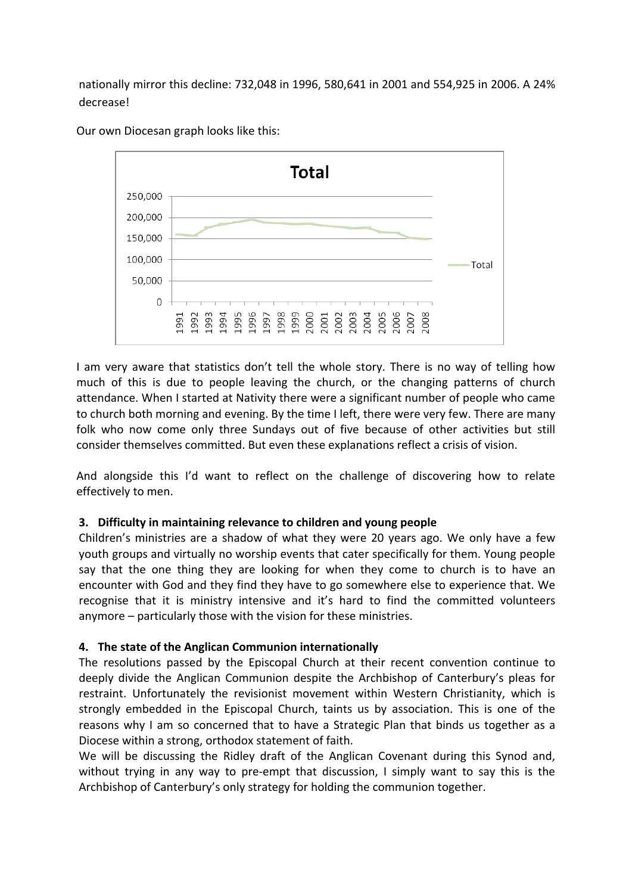nationally mirror this decline: 732,048 in 1996, 580,641 in 2001 and 554,925 in 2006. A 24% decrease!

Our own Diocesan graph looks like this:

I am very aware that statistics don't tell the whole story. There is no way of telling how much of this is due to people leaving the church, or the changing patterns of church attendance. When I started at Nativity there were a significant number of people who came to church both morning and evening. By the time I left, there were very few. There are many folk who now come only three Sundays out of five because of other activities but still consider themselves committed. But even these explanations reflect a crisis of vision.

And alongside this I'd want to reflect on the challenge of discovering how to relate effectively to men.

**3. Difficulty in maintaining relevance to children and young people**

Children's ministries are a shadow of what they were 20 years ago. We only have a few youth groups and virtually no worship events that cater specifically for them. Young people say that the one thing they are looking for when they come to church is to have an encounter with God and they find they have to go somewhere else to experience that. We recognise that it is ministry intensive and it's hard to find the committed volunteers anymore – particularly those with the vision for these ministries.

**4. The state of the Anglican Communion internationally**

The resolutions passed by the Episcopal Church at their recent convention continue to deeply divide the Anglican Communion despite the Archbishop of Canterbury's pleas for restraint. Unfortunately the revisionist movement within Western Christianity, which is strongly embedded in the Episcopal Church, taints us by association. This is one of the reasons why I am so concerned that to have a Strategic Plan that binds us together as a Diocese within a strong, orthodox statement of faith.

We will be discussing the Ridley draft of the Anglican Covenant during this Synod and, without trying in any way to pre-empt that discussion, I simply want to say this is the Archbishop of Canterbury's only strategy for holding the communion together.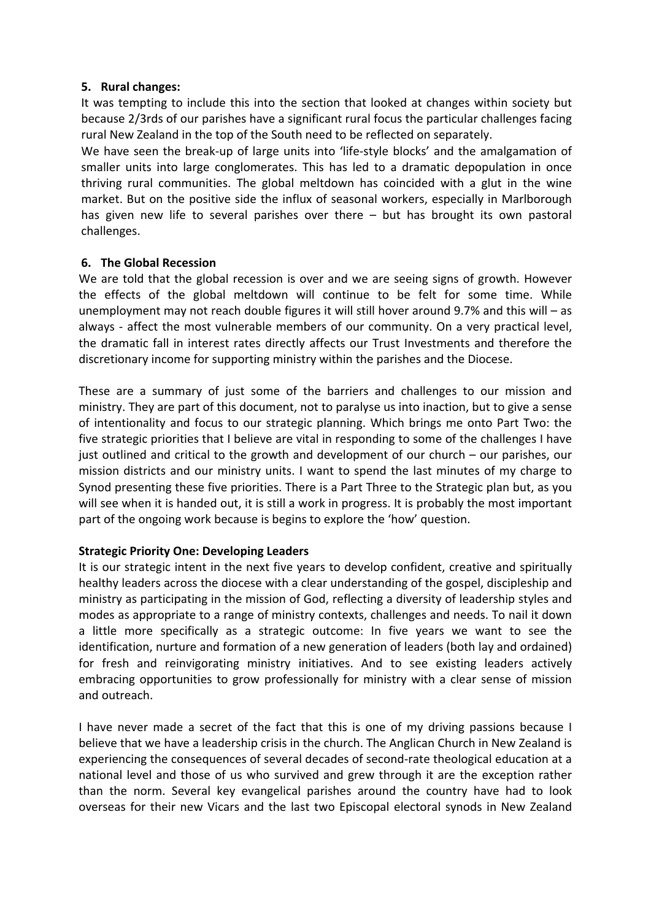## 5. Rural changes:

It was tempting to include this into the section that looked at changes within society but because 2/3rds of our parishes have a significant rural focus the particular challenges facing rural New Zealand in the top of the South need to be reflected on separately.

We have seen the break-up of large units into 'life-style blocks' and the amalgamation of smaller units into large conglomerates. This has led to a dramatic depopulation in once thriving rural communities. The global meltdown has coincided with a glut in the wine market. But on the positive side the influx of seasonal workers, especially in Marlborough has given new life to several parishes over there – but has brought its own pastoral challenges.

## 6. The Global Recession

We are told that the global recession is over and we are seeing signs of growth. However the effects of the global meltdown will continue to be felt for some time. While unemployment may not reach double figures it will still hover around 9.7% and this will – as always - affect the most vulnerable members of our community. On a very practical level, the dramatic fall in interest rates directly affects our Trust Investments and therefore the discretionary income for supporting ministry within the parishes and the Diocese.

These are a summary of just some of the barriers and challenges to our mission and ministry. They are part of this document, not to paralyse us into inaction, but to give a sense of intentionality and focus to our strategic planning. Which brings me onto Part Two: the five strategic priorities that I believe are vital in responding to some of the challenges I have just outlined and critical to the growth and development of our church – our parishes, our mission districts and our ministry units. I want to spend the last minutes of my charge to Synod presenting these five priorities. There is a Part Three to the Strategic plan but, as you will see when it is handed out, it is still a work in progress. It is probably the most important part of the ongoing work because is begins to explore the 'how' question.

**Strategic Priority One: Developing Leaders**

It is our strategic intent in the next five years to develop confident, creative and spiritually healthy leaders across the diocese with a clear understanding of the gospel, discipleship and ministry as participating in the mission of God, reflecting a diversity of leadership styles and modes as appropriate to a range of ministry contexts, challenges and needs. To nail it down a little more specifically as a strategic outcome: In five years we want to see the identification, nurture and formation of a new generation of leaders (both lay and ordained) for fresh and reinvigorating ministry initiatives. And to see existing leaders actively embracing opportunities to grow professionally for ministry with a clear sense of mission and outreach.

I have never made a secret of the fact that this is one of my driving passions because I believe that we have a leadership crisis in the church. The Anglican Church in New Zealand is experiencing the consequences of several decades of second-rate theological education at a national level and those of us who survived and grew through it are the exception rather than the norm. Several key evangelical parishes around the country have had to look overseas for their new Vicars and the last two Episcopal electoral synods in New Zealand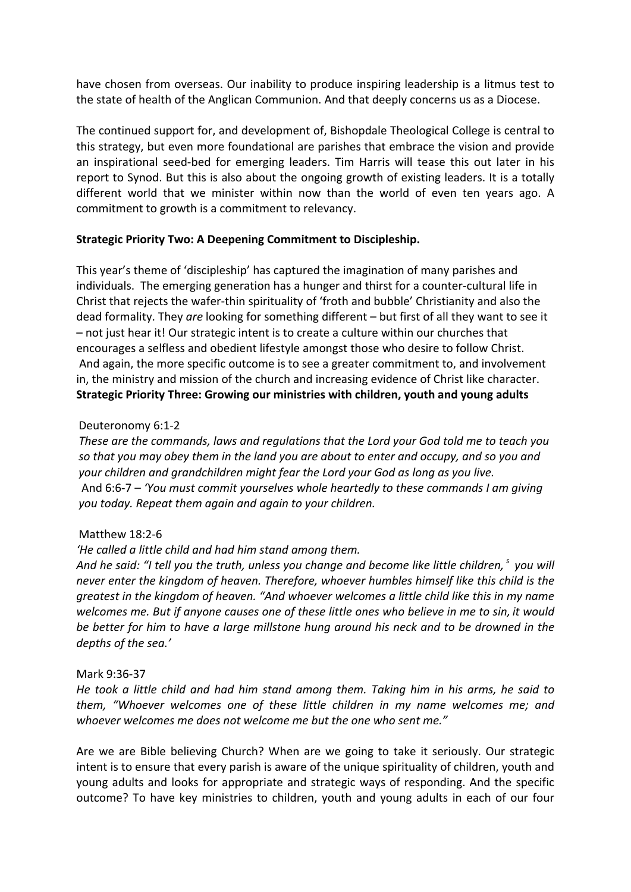have chosen from overseas. Our inability to produce inspiring leadership is a litmus test to the state of health of the Anglican Communion. And that deeply concerns us as a Diocese.

The continued support for, and development of, Bishopdale Theological College is central to this strategy, but even more foundational are parishes that embrace the vision and provide an inspirational seed-bed for emerging leaders. Tim Harris will tease this out later in his report to Synod. But this is also about the ongoing growth of existing leaders. It is a totally different world that we minister within now than the world of even ten years ago. A commitment to growth is a commitment to relevancy.

**Strategic Priority Two: A Deepening Commitment to Discipleship.**

This year's theme of 'discipleship' has captured the imagination of many parishes and individuals. The emerging generation has a hunger and thirst for a counter-cultural life in Christ that rejects the wafer-thin spirituality of 'froth and bubble' Christianity and also the dead formality. They *are* looking for something different – but first of all they want to see it – not just hear it! Our strategic intent is to create a culture within our churches that encourages a selfless and obedient lifestyle amongst those who desire to follow Christ. And again, the more specific outcome is to see a greater commitment to, and involvement in, the ministry and mission of the church and increasing evidence of Christ like character.

**Strategic Priority Three: Growing our ministries with children, youth and young adults**

Deuteronomy 6:1-2

*These are the commands, laws and regulations that the Lord your God told me to teach you so that you may obey them in the land you are about to enter and occupy, and so you and your children and grandchildren might fear the Lord your God as long as you live.*

And 6:6-7 – *'You must commit yourselves whole heartedly to these commands I am giving you today. Repeat them again and again to your children.*

Matthew 18:2-6

*'He called a little child and had him stand among them.*

*And he said: "I tell you the truth, unless you change and become like little children, [s] you will never enter the kingdom of heaven. Therefore, whoever humbles himself like this child is the greatest in the kingdom of heaven. "And whoever welcomes a little child like this in my name welcomes me. But if anyone causes one of these little ones who believe in me to sin, it would be better for him to have a large millstone hung around his neck and to be drowned in the depths of the sea.'*

Mark 9:36-37

*He took a little child and had him stand among them. Taking him in his arms, he said to them, "Whoever welcomes one of these little children in my name welcomes me; and whoever welcomes me does not welcome me but the one who sent me."*

Are we are Bible believing Church? When are we going to take it seriously. Our strategic intent is to ensure that every parish is aware of the unique spirituality of children, youth and young adults and looks for appropriate and strategic ways of responding. And the specific outcome? To have key ministries to children, youth and young adults in each of our four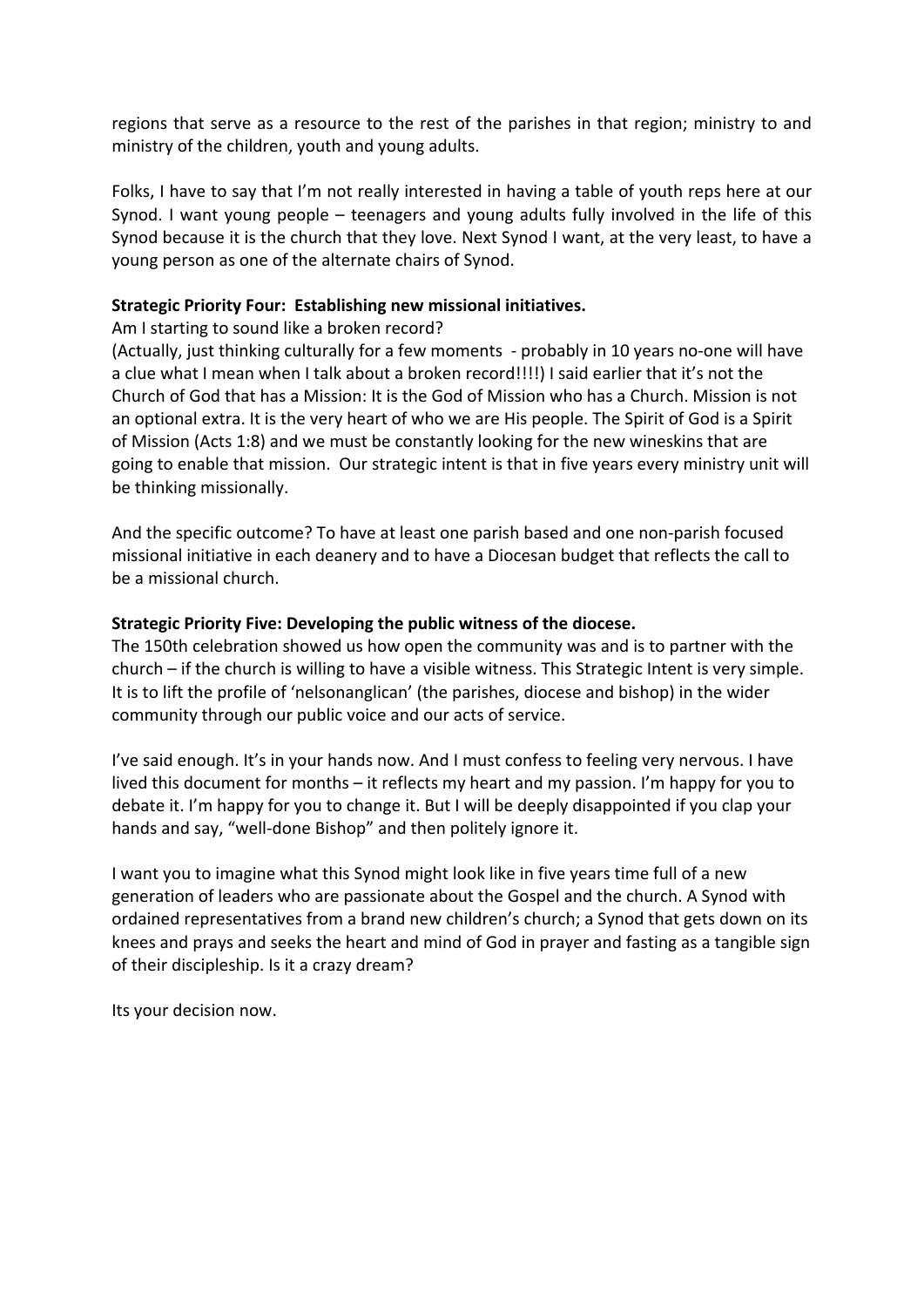regions that serve as a resource to the rest of the parishes in that region; ministry to and ministry of the children, youth and young adults.

Folks, I have to say that I'm not really interested in having a table of youth reps here at our Synod. I want young people – teenagers and young adults fully involved in the life of this Synod because it is the church that they love. Next Synod I want, at the very least, to have a young person as one of the alternate chairs of Synod.

**Strategic Priority Four: Establishing new missional initiatives.**

Am I starting to sound like a broken record?

(Actually, just thinking culturally for a few moments - probably in 10 years no-one will have a clue what I mean when I talk about a broken record!!!!) I said earlier that it's not the Church of God that has a Mission: It is the God of Mission who has a Church. Mission is not an optional extra. It is the very heart of who we are His people. The Spirit of God is a Spirit of Mission (Acts 1:8) and we must be constantly looking for the new wineskins that are going to enable that mission. Our strategic intent is that in five years every ministry unit will be thinking missionally.

And the specific outcome? To have at least one parish based and one non-parish focused missional initiative in each deanery and to have a Diocesan budget that reflects the call to be a missional church.

**Strategic Priority Five: Developing the public witness of the diocese.**

The 150th celebration showed us how open the community was and is to partner with the church – if the church is willing to have a visible witness. This Strategic Intent is very simple. It is to lift the profile of 'nelsonanglican' (the parishes, diocese and bishop) in the wider community through our public voice and our acts of service.

I've said enough. It's in your hands now. And I must confess to feeling very nervous. I have lived this document for months – it reflects my heart and my passion. I'm happy for you to debate it. I'm happy for you to change it. But I will be deeply disappointed if you clap your hands and say, "well-done Bishop" and then politely ignore it.

I want you to imagine what this Synod might look like in five years time full of a new generation of leaders who are passionate about the Gospel and the church. A Synod with ordained representatives from a brand new children's church; a Synod that gets down on its knees and prays and seeks the heart and mind of God in prayer and fasting as a tangible sign of their discipleship. Is it a crazy dream?

Its your decision now.